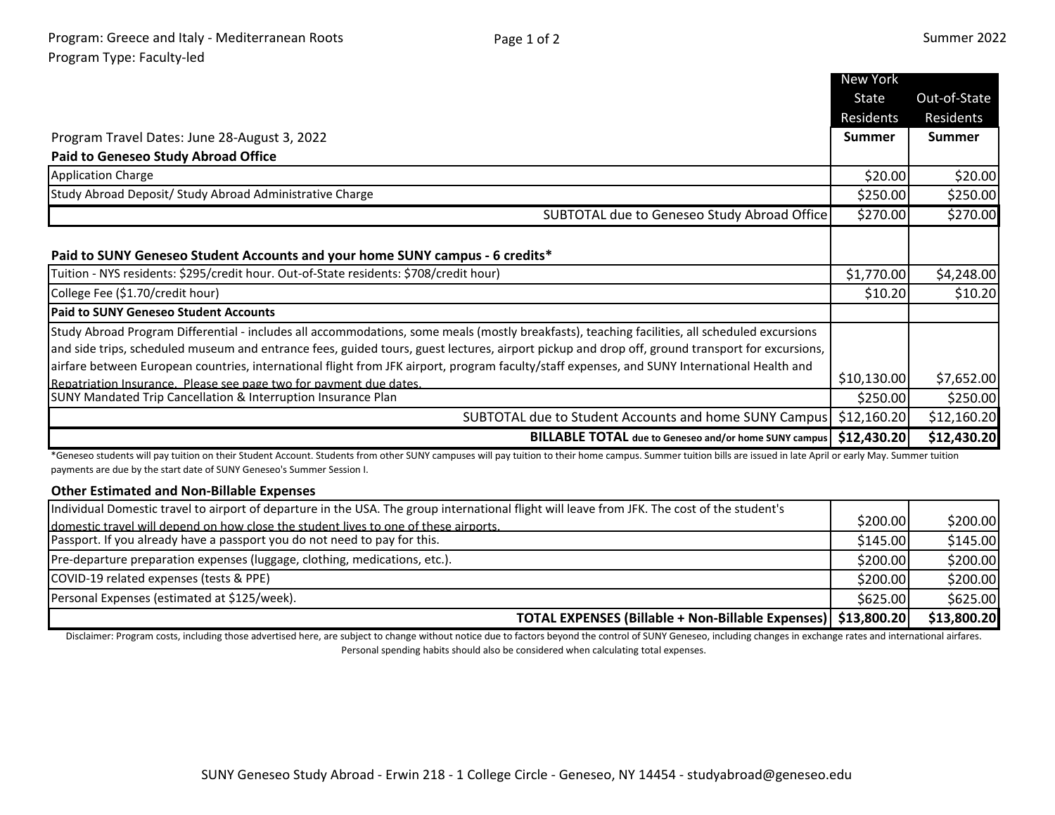Program: Greece and Italy - Mediterranean Roots

Program Type: Faculty-led

Summer 2022

| | New York State Residents | Out-of-State Residents |
|---|---|---|
| Program Travel Dates: June 28-August 3, 2022 | **Summer** | **Summer** |
| **Paid to Geneseo Study Abroad Office** | | |
| Application Charge | $20.00 | $20.00 |
| Study Abroad Deposit/ Study Abroad Administrative Charge | $250.00 | $250.00 |
| SUBTOTAL due to Geneseo Study Abroad Office | $270.00 | $270.00 |
| **Paid to SUNY Geneseo Student Accounts and your home SUNY campus - 6 credits*** | | |
| Tuition - NYS residents: $295/credit hour. Out-of-State residents: $708/credit hour) | $1,770.00 | $4,248.00 |
| College Fee ($1.70/credit hour) | $10.20 | $10.20 |
| **Paid to SUNY Geneseo Student Accounts** | | |
| Study Abroad Program Differential - includes all accommodations, some meals (mostly breakfasts), teaching facilities, all scheduled excursions and side trips, scheduled museum and entrance fees, guided tours, guest lectures, airport pickup and drop off, ground transport for excursions, airfare between European countries, international flight from JFK airport, program faculty/staff expenses, and SUNY International Health and Repatriation Insurance. Please see page two for payment due dates. | $10,130.00 | $7,652.00 |
| SUNY Mandated Trip Cancellation & Interruption Insurance Plan | $250.00 | $250.00 |
| SUBTOTAL due to Student Accounts and home SUNY Campus | $12,160.20 | $12,160.20 |
| **BILLABLE TOTAL due to Geneseo and/or home SUNY campus** | **$12,430.20** | **$12,430.20** |

*Geneseo students will pay tuition on their Student Account. Students from other SUNY campuses will pay tuition to their home campus. Summer tuition bills are issued in late April or early May. Summer tuition payments are due by the start date of SUNY Geneseo's Summer Session I.

**Other Estimated and Non-Billable Expenses**

| | New York State Residents | Out-of-State Residents |
|---|---|---|
| Individual Domestic travel to airport of departure in the USA. The group international flight will leave from JFK. The cost of the student's domestic travel will depend on how close the student lives to one of these airports. | $200.00 | $200.00 |
| Passport. If you already have a passport you do not need to pay for this. | $145.00 | $145.00 |
| Pre-departure preparation expenses (luggage, clothing, medications, etc.). | $200.00 | $200.00 |
| COVID-19 related expenses (tests & PPE) | $200.00 | $200.00 |
| Personal Expenses (estimated at $125/week). | $625.00 | $625.00 |
| **TOTAL EXPENSES (Billable + Non-Billable Expenses)** | **$13,800.20** | **$13,800.20** |

Disclaimer: Program costs, including those advertised here, are subject to change without notice due to factors beyond the control of SUNY Geneseo, including changes in exchange rates and international airfares. Personal spending habits should also be considered when calculating total expenses.

SUNY Geneseo Study Abroad - Erwin 218 - 1 College Circle - Geneseo, NY 14454 - studyabroad@geneseo.edu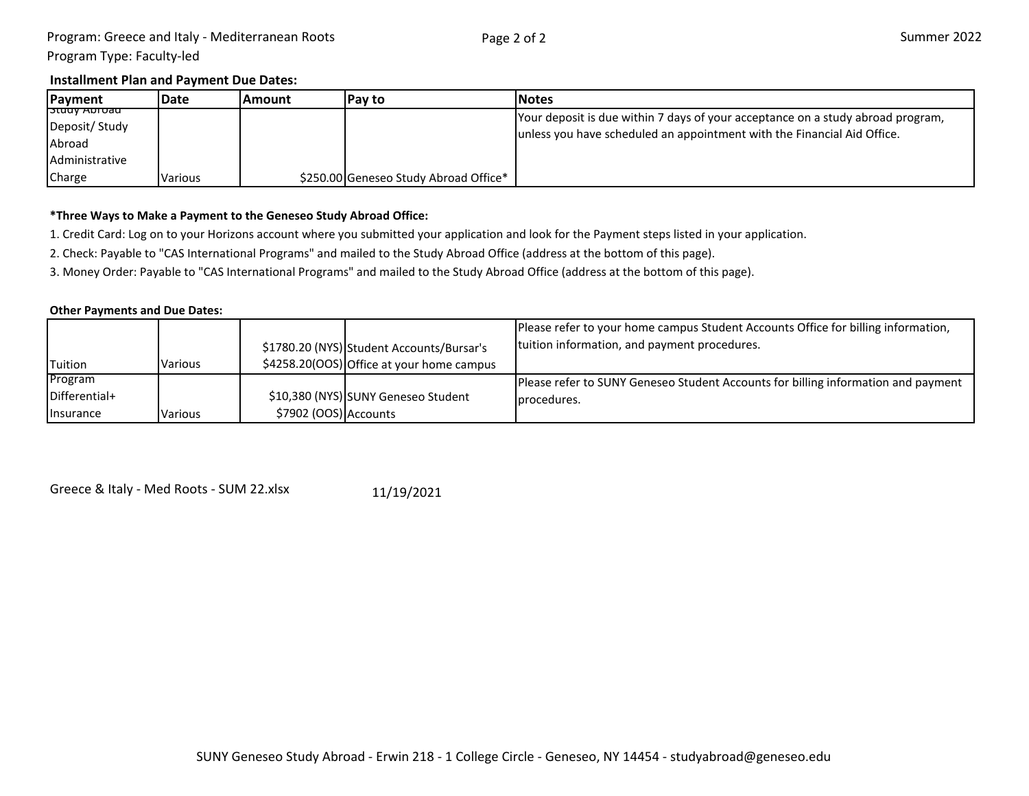Program: Greece and Italy - Mediterranean Roots
Program Type: Faculty-led

**Installment Plan and Payment Due Dates:**

| Payment | Date | Amount | Pay to | Notes |
|---|---|---|---|---|
| Study Abroad Deposit/ Study Abroad Administrative Charge | Various | $250.00 | Geneseo Study Abroad Office* | Your deposit is due within 7 days of your acceptance on a study abroad program, unless you have scheduled an appointment with the Financial Aid Office. |

**\*Three Ways to Make a Payment to the Geneseo Study Abroad Office:**

1. Credit Card: Log on to your Horizons account where you submitted your application and look for the Payment steps listed in your application.
2. Check: Payable to "CAS International Programs" and mailed to the Study Abroad Office (address at the bottom of this page).
3. Money Order: Payable to "CAS International Programs" and mailed to the Study Abroad Office (address at the bottom of this page).

**Other Payments and Due Dates:**

| | | | | |
|---|---|---|---|---|
| Tuition | Various | $1780.20 (NYS) $4258.20(OOS) | Student Accounts/Bursar's Office at your home campus | Please refer to your home campus Student Accounts Office for billing information, tuition information, and payment procedures. |
| Program Differential+ Insurance | Various | $10,380 (NYS) $7902 (OOS) | SUNY Geneseo Student Accounts | Please refer to SUNY Geneseo Student Accounts for billing information and payment procedures. |

Greece & Italy - Med Roots - SUM 22.xlsx 11/19/2021

SUNY Geneseo Study Abroad - Erwin 218 - 1 College Circle - Geneseo, NY 14454 - studyabroad@geneseo.edu